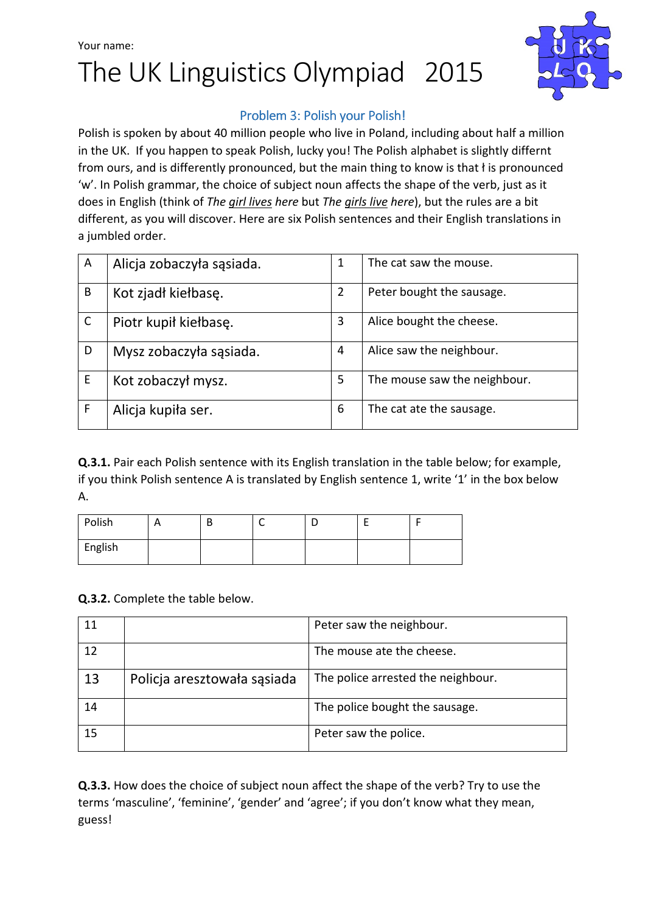Your name:

# The UK Linguistics Olympiad 2015

## Problem 3: Polish your Polish!

Polish is spoken by about 40 million people who live in Poland, including about half a million in the UK. If you happen to speak Polish, lucky you! The Polish alphabet is slightly differnt from ours, and is differently pronounced, but the main thing to know is that ł is pronounced 'w'. In Polish grammar, the choice of subject noun affects the shape of the verb, just as it does in English (think of *The <u>girl lives</u> here* but *The <u>girls live</u> here*), but the rules are a bit different, as you will discover. Here are six Polish sentences and their English translations in a jumbled order.

| | | | |
|---|---|---|---|
| A | Alicja zobaczyła sąsiada. | 1 | The cat saw the mouse. |
| B | Kot zjadł kiełbasę. | 2 | Peter bought the sausage. |
| C | Piotr kupił kiełbasę. | 3 | Alice bought the cheese. |
| D | Mysz zobaczyła sąsiada. | 4 | Alice saw the neighbour. |
| E | Kot zobaczył mysz. | 5 | The mouse saw the neighbour. |
| F | Alicja kupiła ser. | 6 | The cat ate the sausage. |

**Q.3.1.** Pair each Polish sentence with its English translation in the table below; for example, if you think Polish sentence A is translated by English sentence 1, write '1' in the box below A.

| Polish | A | B | C | D | E | F |
|---|---|---|---|---|---|---|
| English | | | | | | |

**Q.3.2.** Complete the table below.

| | | |
|---|---|---|
| 11 | | Peter saw the neighbour. |
| 12 | | The mouse ate the cheese. |
| 13 | Policja aresztowała sąsiada | The police arrested the neighbour. |
| 14 | | The police bought the sausage. |
| 15 | | Peter saw the police. |

**Q.3.3.** How does the choice of subject noun affect the shape of the verb? Try to use the terms 'masculine', 'feminine', 'gender' and 'agree'; if you don't know what they mean, guess!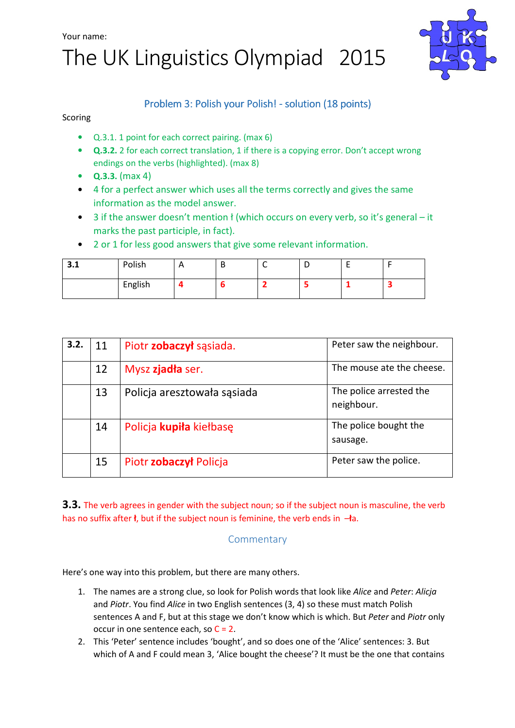Your name:

# The UK Linguistics Olympiad 2015

## Problem 3: Polish your Polish! - solution (18 points)

Scoring

- Q.3.1. 1 point for each correct pairing. (max 6)
- **Q.3.2.** 2 for each correct translation, 1 if there is a copying error. Don't accept wrong endings on the verbs (highlighted). (max 8)
- **Q.3.3.** (max 4)
- 4 for a perfect answer which uses all the terms correctly and gives the same information as the model answer.
- 3 if the answer doesn't mention ł (which occurs on every verb, so it's general – it marks the past participle, in fact).
- 2 or 1 for less good answers that give some relevant information.

| 3.1 | Polish | A | B | C | D | E | F |
|---|---|---|---|---|---|---|---|
| | English | **4** | **6** | **2** | **5** | **1** | **3** |

| 3.2. | | | |
|---|---|---|---|
| | 11 | Piotr **zobaczył** sąsiada. | Peter saw the neighbour. |
| | 12 | Mysz **zjadła** ser. | The mouse ate the cheese. |
| | 13 | Policja aresztowała sąsiada | The police arrested the neighbour. |
| | 14 | Policja **kupiła** kiełbasę | The police bought the sausage. |
| | 15 | Piotr **zobaczył** Policja | Peter saw the police. |

**3.3.** The verb agrees in gender with the subject noun; so if the subject noun is masculine, the verb has no suffix after **ł**, but if the subject noun is feminine, the verb ends in **–ła**.

### Commentary

Here's one way into this problem, but there are many others.

1. The names are a strong clue, so look for Polish words that look like *Alice* and *Peter*: *Alicja* and *Piotr*. You find *Alice* in two English sentences (3, 4) so these must match Polish sentences A and F, but at this stage we don't know which is which. But *Peter* and *Piotr* only occur in one sentence each, so C = 2.
2. This 'Peter' sentence includes 'bought', and so does one of the 'Alice' sentences: 3. But which of A and F could mean 3, 'Alice bought the cheese'? It must be the one that contains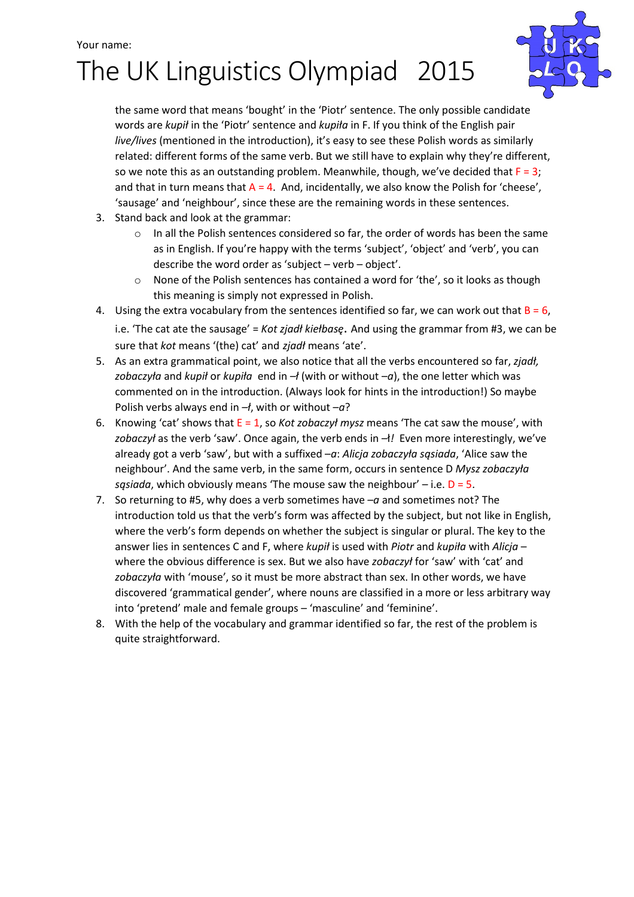the same word that means 'bought' in the 'Piotr' sentence. The only possible candidate words are *kupił* in the 'Piotr' sentence and *kupiła* in F. If you think of the English pair *live/lives* (mentioned in the introduction), it's easy to see these Polish words as similarly related: different forms of the same verb. But we still have to explain why they're different, so we note this as an outstanding problem. Meanwhile, though, we've decided that F = 3; and that in turn means that A = 4. And, incidentally, we also know the Polish for 'cheese', 'sausage' and 'neighbour', since these are the remaining words in these sentences.

3. Stand back and look at the grammar:
   - In all the Polish sentences considered so far, the order of words has been the same as in English. If you're happy with the terms 'subject', 'object' and 'verb', you can describe the word order as 'subject – verb – object'.
   - None of the Polish sentences has contained a word for 'the', so it looks as though this meaning is simply not expressed in Polish.
4. Using the extra vocabulary from the sentences identified so far, we can work out that B = 6, i.e. 'The cat ate the sausage' = *Kot zjadł kiełbasę*. And using the grammar from #3, we can be sure that *kot* means '(the) cat' and *zjadł* means 'ate'.
5. As an extra grammatical point, we also notice that all the verbs encountered so far, *zjadł, zobaczyła* and *kupił* or *kupiła* end in *–ł* (with or without *–a*), the one letter which was commented on in the introduction. (Always look for hints in the introduction!) So maybe Polish verbs always end in *–ł*, with or without *–a*?
6. Knowing 'cat' shows that E = 1, so *Kot zobaczył mysz* means 'The cat saw the mouse', with *zobaczył* as the verb 'saw'. Once again, the verb ends in *–ł!* Even more interestingly, we've already got a verb 'saw', but with a suffixed *–a*: *Alicja zobaczyła sąsiada*, 'Alice saw the neighbour'. And the same verb, in the same form, occurs in sentence D *Mysz zobaczyła sąsiada*, which obviously means 'The mouse saw the neighbour' – i.e. D = 5.
7. So returning to #5, why does a verb sometimes have *–a* and sometimes not? The introduction told us that the verb's form was affected by the subject, but not like in English, where the verb's form depends on whether the subject is singular or plural. The key to the answer lies in sentences C and F, where *kupił* is used with *Piotr* and *kupiła* with *Alicja* – where the obvious difference is sex. But we also have *zobaczył* for 'saw' with 'cat' and *zobaczyła* with 'mouse', so it must be more abstract than sex. In other words, we have discovered 'grammatical gender', where nouns are classified in a more or less arbitrary way into 'pretend' male and female groups – 'masculine' and 'feminine'.
8. With the help of the vocabulary and grammar identified so far, the rest of the problem is quite straightforward.